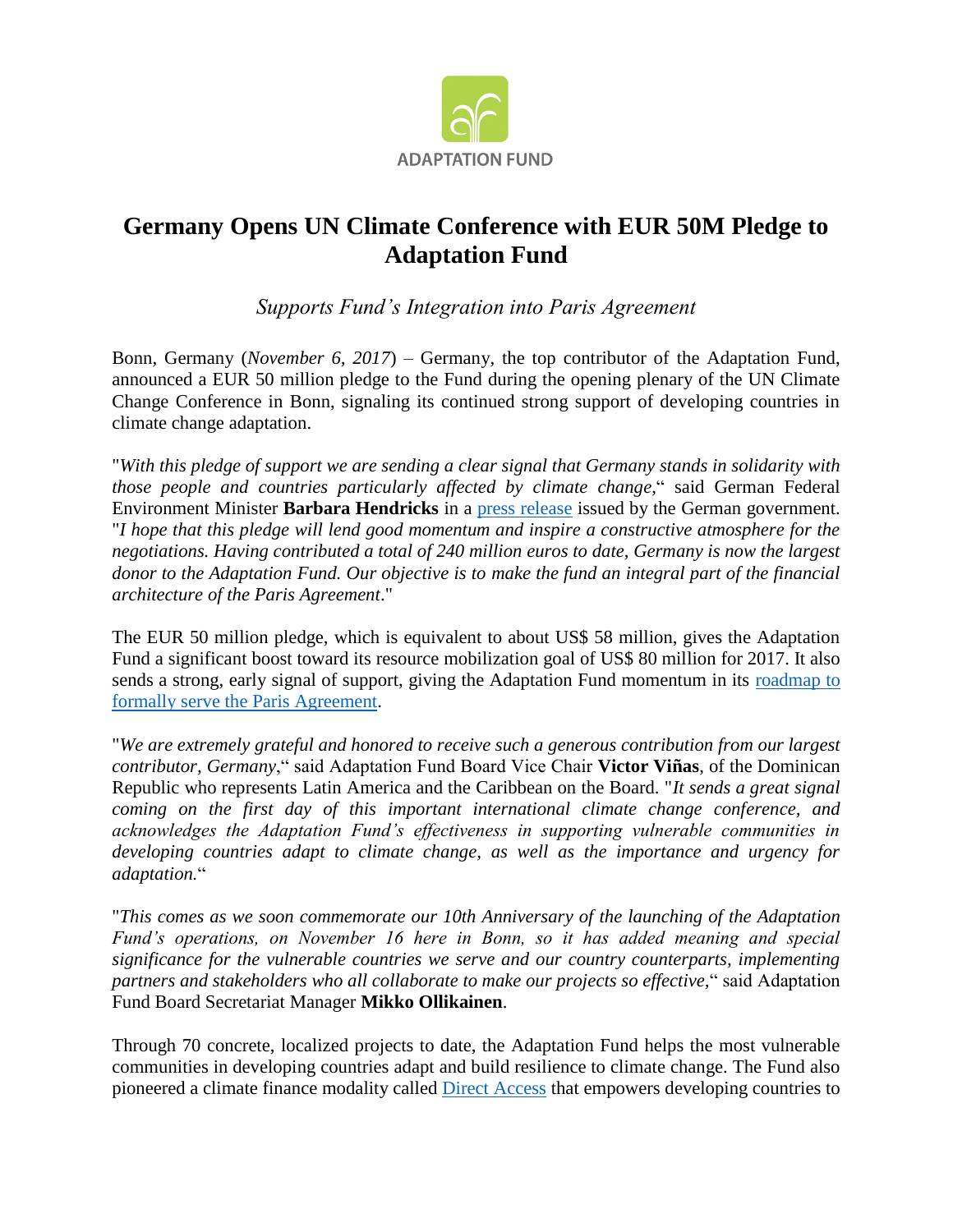ADAPTATION FUND

# Germany Opens UN Climate Conference with EUR 50M Pledge to Adaptation Fund

*Supports Fund's Integration into Paris Agreement*

Bonn, Germany (*November 6, 2017*) – Germany, the top contributor of the Adaptation Fund, announced a EUR 50 million pledge to the Fund during the opening plenary of the UN Climate Change Conference in Bonn, signaling its continued strong support of developing countries in climate change adaptation.

"*With this pledge of support we are sending a clear signal that Germany stands in solidarity with those people and countries particularly affected by climate change*," said German Federal Environment Minister **Barbara Hendricks** in a [press release](#) issued by the German government. "*I hope that this pledge will lend good momentum and inspire a constructive atmosphere for the negotiations. Having contributed a total of 240 million euros to date, Germany is now the largest donor to the Adaptation Fund. Our objective is to make the fund an integral part of the financial architecture of the Paris Agreement*."

The EUR 50 million pledge, which is equivalent to about US$ 58 million, gives the Adaptation Fund a significant boost toward its resource mobilization goal of US$ 80 million for 2017. It also sends a strong, early signal of support, giving the Adaptation Fund momentum in its [roadmap to formally serve the Paris Agreement](#).

"*We are extremely grateful and honored to receive such a generous contribution from our largest contributor, Germany*," said Adaptation Fund Board Vice Chair **Victor Viñas**, of the Dominican Republic who represents Latin America and the Caribbean on the Board. "*It sends a great signal coming on the first day of this important international climate change conference, and acknowledges the Adaptation Fund's effectiveness in supporting vulnerable communities in developing countries adapt to climate change, as well as the importance and urgency for adaptation.*"

"*This comes as we soon commemorate our 10th Anniversary of the launching of the Adaptation Fund's operations, on November 16 here in Bonn, so it has added meaning and special significance for the vulnerable countries we serve and our country counterparts, implementing partners and stakeholders who all collaborate to make our projects so effective*," said Adaptation Fund Board Secretariat Manager **Mikko Ollikainen**.

Through 70 concrete, localized projects to date, the Adaptation Fund helps the most vulnerable communities in developing countries adapt and build resilience to climate change. The Fund also pioneered a climate finance modality called [Direct Access](#) that empowers developing countries to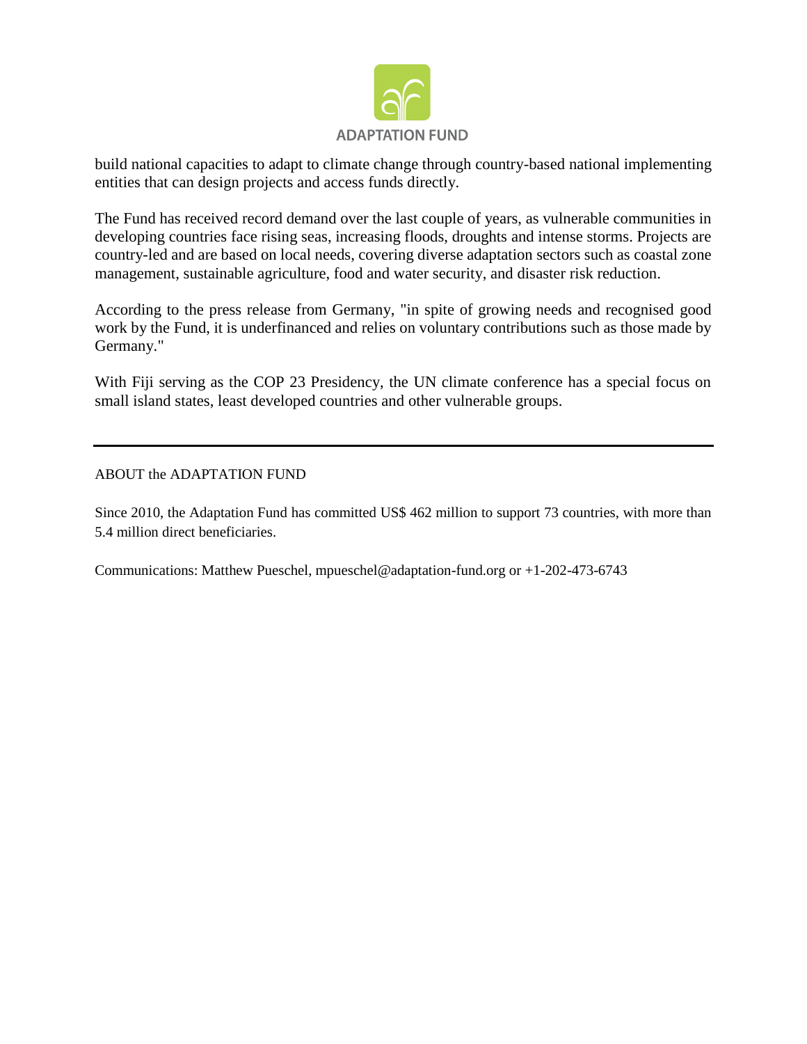build national capacities to adapt to climate change through country-based national implementing entities that can design projects and access funds directly.

The Fund has received record demand over the last couple of years, as vulnerable communities in developing countries face rising seas, increasing floods, droughts and intense storms. Projects are country-led and are based on local needs, covering diverse adaptation sectors such as coastal zone management, sustainable agriculture, food and water security, and disaster risk reduction.

According to the press release from Germany, "in spite of growing needs and recognised good work by the Fund, it is underfinanced and relies on voluntary contributions such as those made by Germany."

With Fiji serving as the COP 23 Presidency, the UN climate conference has a special focus on small island states, least developed countries and other vulnerable groups.

---

ABOUT the ADAPTATION FUND

Since 2010, the Adaptation Fund has committed US$ 462 million to support 73 countries, with more than 5.4 million direct beneficiaries.

Communications: Matthew Pueschel, mpueschel@adaptation-fund.org or +1-202-473-6743